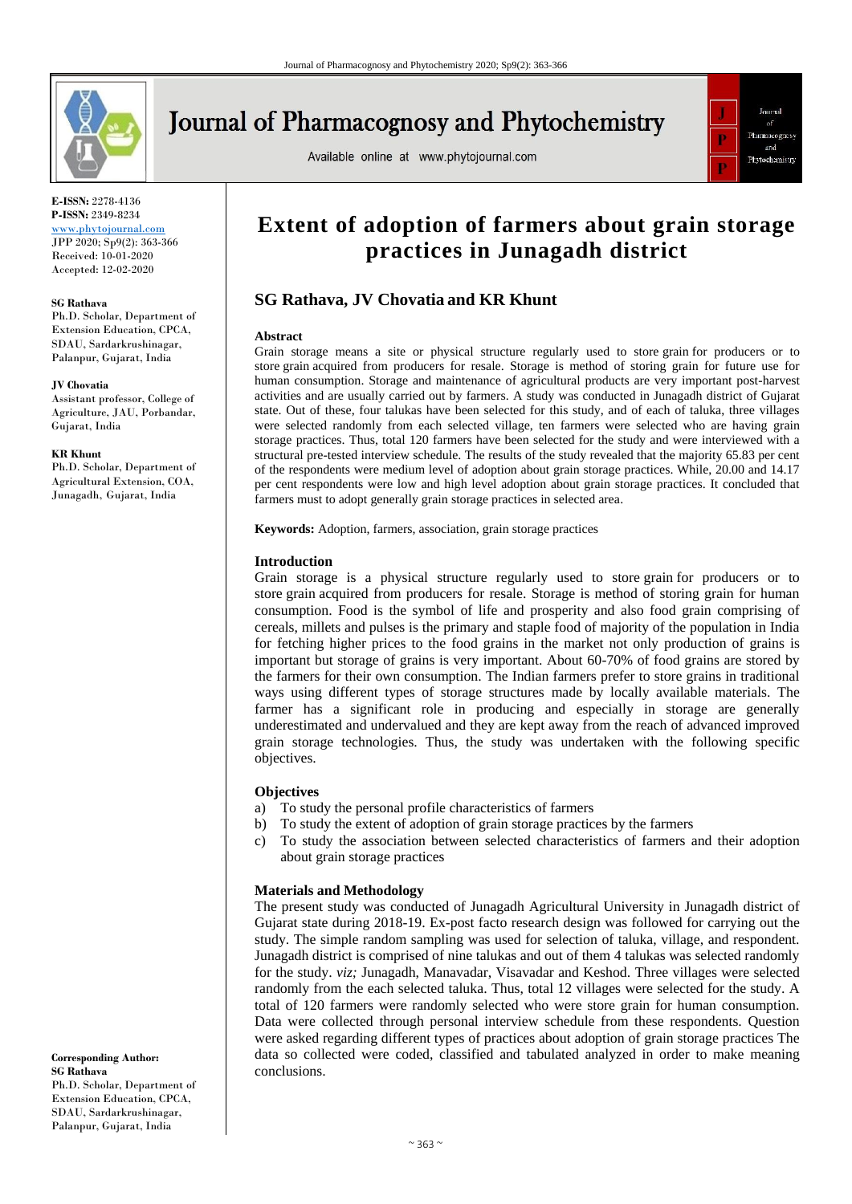# Extent of adoption of farmers about grain storage practices in Junagadh district

**E-ISSN:** 2278-4136
**P-ISSN:** 2349-8234
www.phytojournal.com
JPP 2020; Sp9(2): 363-366
Received: 10-01-2020
Accepted: 12-02-2020

**SG Rathava**
Ph.D. Scholar, Department of Extension Education, CPCA, SDAU, Sardarkrushinagar, Palanpur, Gujarat, India

**JV Chovatia**
Assistant professor, College of Agriculture, JAU, Porbandar, Gujarat, India

**KR Khunt**
Ph.D. Scholar, Department of Agricultural Extension, COA, Junagadh, Gujarat, India

**Corresponding Author:**
**SG Rathava**
Ph.D. Scholar, Department of Extension Education, CPCA, SDAU, Sardarkrushinagar, Palanpur, Gujarat, India

## SG Rathava, JV Chovatia and KR Khunt

### Abstract

Grain storage means a site or physical structure regularly used to store grain for producers or to store grain acquired from producers for resale. Storage is method of storing grain for future use for human consumption. Storage and maintenance of agricultural products are very important post-harvest activities and are usually carried out by farmers. A study was conducted in Junagadh district of Gujarat state. Out of these, four talukas have been selected for this study, and of each of taluka, three villages were selected randomly from each selected village, ten farmers were selected who are having grain storage practices. Thus, total 120 farmers have been selected for the study and were interviewed with a structural pre-tested interview schedule. The results of the study revealed that the majority 65.83 per cent of the respondents were medium level of adoption about grain storage practices. While, 20.00 and 14.17 per cent respondents were low and high level adoption about grain storage practices. It concluded that farmers must to adopt generally grain storage practices in selected area.

**Keywords:** Adoption, farmers, association, grain storage practices

### Introduction

Grain storage is a physical structure regularly used to store grain for producers or to store grain acquired from producers for resale. Storage is method of storing grain for human consumption. Food is the symbol of life and prosperity and also food grain comprising of cereals, millets and pulses is the primary and staple food of majority of the population in India for fetching higher prices to the food grains in the market not only production of grains is important but storage of grains is very important. About 60-70% of food grains are stored by the farmers for their own consumption. The Indian farmers prefer to store grains in traditional ways using different types of storage structures made by locally available materials. The farmer has a significant role in producing and especially in storage are generally underestimated and undervalued and they are kept away from the reach of advanced improved grain storage technologies. Thus, the study was undertaken with the following specific objectives.

### Objectives

a) To study the personal profile characteristics of farmers
b) To study the extent of adoption of grain storage practices by the farmers
c) To study the association between selected characteristics of farmers and their adoption about grain storage practices

### Materials and Methodology

The present study was conducted of Junagadh Agricultural University in Junagadh district of Gujarat state during 2018-19. Ex-post facto research design was followed for carrying out the study. The simple random sampling was used for selection of taluka, village, and respondent. Junagadh district is comprised of nine talukas and out of them 4 talukas was selected randomly for the study. *viz;* Junagadh, Manavadar, Visavadar and Keshod. Three villages were selected randomly from the each selected taluka. Thus, total 12 villages were selected for the study. A total of 120 farmers were randomly selected who were store grain for human consumption. Data were collected through personal interview schedule from these respondents. Question were asked regarding different types of practices about adoption of grain storage practices The data so collected were coded, classified and tabulated analyzed in order to make meaning conclusions.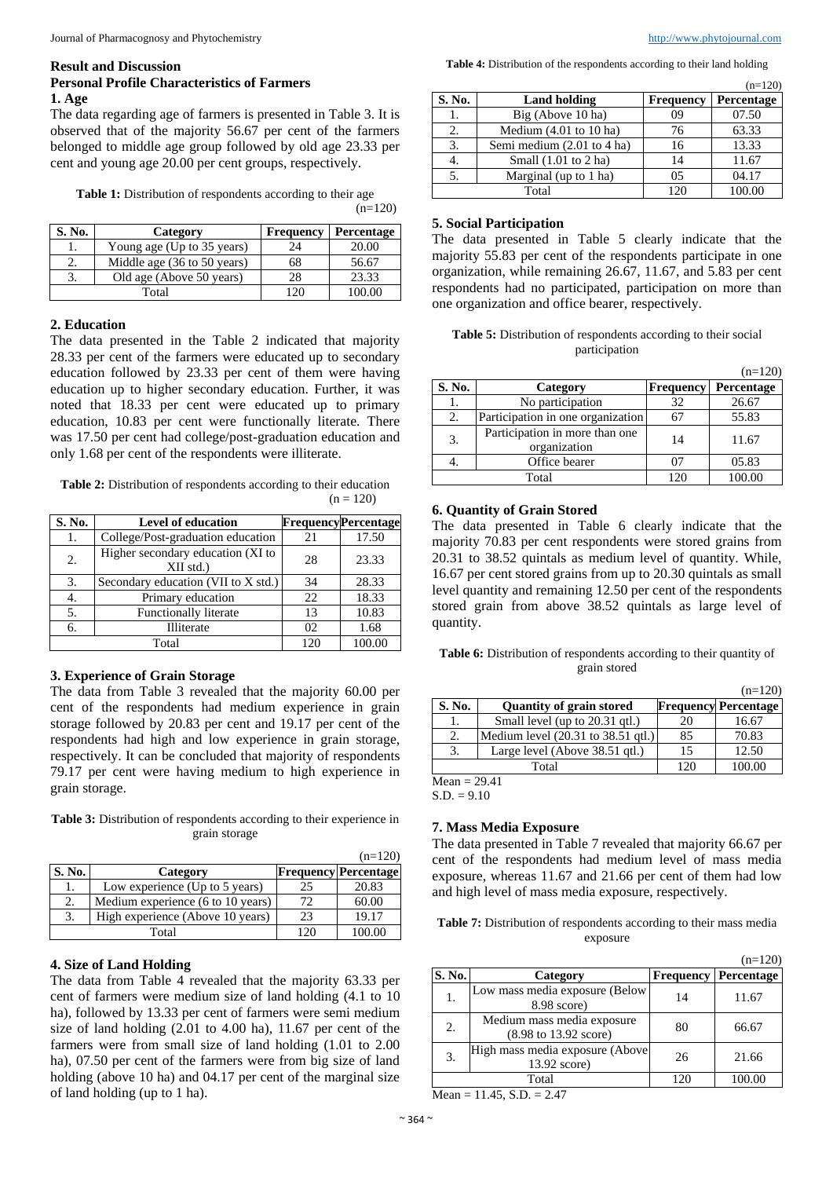## Result and Discussion

### Personal Profile Characteristics of Farmers

### 1. Age

The data regarding age of farmers is presented in Table 3. It is observed that of the majority 56.67 per cent of the farmers belonged to middle age group followed by old age 23.33 per cent and young age 20.00 per cent groups, respectively.

**Table 1:** Distribution of respondents according to their age

(n=120)

| S. No. | Category | Frequency | Percentage |
|---|---|---|---|
| 1. | Young age (Up to 35 years) | 24 | 20.00 |
| 2. | Middle age (36 to 50 years) | 68 | 56.67 |
| 3. | Old age (Above 50 years) | 28 | 23.33 |
| Total | | 120 | 100.00 |

### 2. Education

The data presented in the Table 2 indicated that majority 28.33 per cent of the farmers were educated up to secondary education followed by 23.33 per cent of them were having education up to higher secondary education. Further, it was noted that 18.33 per cent were educated up to primary education, 10.83 per cent were functionally literate. There was 17.50 per cent had college/post-graduation education and only 1.68 per cent of the respondents were illiterate.

**Table 2:** Distribution of respondents according to their education

(n = 120)

| S. No. | Level of education | Frequency | Percentage |
|---|---|---|---|
| 1. | College/Post-graduation education | 21 | 17.50 |
| 2. | Higher secondary education (XI to XII std.) | 28 | 23.33 |
| 3. | Secondary education (VII to X std.) | 34 | 28.33 |
| 4. | Primary education | 22 | 18.33 |
| 5. | Functionally literate | 13 | 10.83 |
| 6. | Illiterate | 02 | 1.68 |
| Total | | 120 | 100.00 |

### 3. Experience of Grain Storage

The data from Table 3 revealed that the majority 60.00 per cent of the respondents had medium experience in grain storage followed by 20.83 per cent and 19.17 per cent of the respondents had high and low experience in grain storage, respectively. It can be concluded that majority of respondents 79.17 per cent were having medium to high experience in grain storage.

**Table 3:** Distribution of respondents according to their experience in grain storage

(n=120)

| S. No. | Category | Frequency | Percentage |
|---|---|---|---|
| 1. | Low experience (Up to 5 years) | 25 | 20.83 |
| 2. | Medium experience (6 to 10 years) | 72 | 60.00 |
| 3. | High experience (Above 10 years) | 23 | 19.17 |
| Total | | 120 | 100.00 |

### 4. Size of Land Holding

The data from Table 4 revealed that the majority 63.33 per cent of farmers were medium size of land holding (4.1 to 10 ha), followed by 13.33 per cent of farmers were semi medium size of land holding (2.01 to 4.00 ha), 11.67 per cent of the farmers were from small size of land holding (1.01 to 2.00 ha), 07.50 per cent of the farmers were from big size of land holding (above 10 ha) and 04.17 per cent of the marginal size of land holding (up to 1 ha).

**Table 4:** Distribution of the respondents according to their land holding

(n=120)

| S. No. | Land holding | Frequency | Percentage |
|---|---|---|---|
| 1. | Big (Above 10 ha) | 09 | 07.50 |
| 2. | Medium (4.01 to 10 ha) | 76 | 63.33 |
| 3. | Semi medium (2.01 to 4 ha) | 16 | 13.33 |
| 4. | Small (1.01 to 2 ha) | 14 | 11.67 |
| 5. | Marginal (up to 1 ha) | 05 | 04.17 |
| Total | | 120 | 100.00 |

### 5. Social Participation

The data presented in Table 5 clearly indicate that the majority 55.83 per cent of the respondents participate in one organization, while remaining 26.67, 11.67, and 5.83 per cent respondents had no participated, participation on more than one organization and office bearer, respectively.

**Table 5:** Distribution of respondents according to their social participation

(n=120)

| S. No. | Category | Frequency | Percentage |
|---|---|---|---|
| 1. | No participation | 32 | 26.67 |
| 2. | Participation in one organization | 67 | 55.83 |
| 3. | Participation in more than one organization | 14 | 11.67 |
| 4. | Office bearer | 07 | 05.83 |
| Total | | 120 | 100.00 |

### 6. Quantity of Grain Stored

The data presented in Table 6 clearly indicate that the majority 70.83 per cent respondents were stored grains from 20.31 to 38.52 quintals as medium level of quantity. While, 16.67 per cent stored grains from up to 20.30 quintals as small level quantity and remaining 12.50 per cent of the respondents stored grain from above 38.52 quintals as large level of quantity.

**Table 6:** Distribution of respondents according to their quantity of grain stored

(n=120)

| S. No. | Quantity of grain stored | Frequency | Percentage |
|---|---|---|---|
| 1. | Small level (up to 20.31 qtl.) | 20 | 16.67 |
| 2. | Medium level (20.31 to 38.51 qtl.) | 85 | 70.83 |
| 3. | Large level (Above 38.51 qtl.) | 15 | 12.50 |
| Total | | 120 | 100.00 |

Mean = 29.41
S.D. = 9.10

### 7. Mass Media Exposure

The data presented in Table 7 revealed that majority 66.67 per cent of the respondents had medium level of mass media exposure, whereas 11.67 and 21.66 per cent of them had low and high level of mass media exposure, respectively.

**Table 7:** Distribution of respondents according to their mass media exposure

(n=120)

| S. No. | Category | Frequency | Percentage |
|---|---|---|---|
| 1. | Low mass media exposure (Below 8.98 score) | 14 | 11.67 |
| 2. | Medium mass media exposure (8.98 to 13.92 score) | 80 | 66.67 |
| 3. | High mass media exposure (Above 13.92 score) | 26 | 21.66 |
| Total | | 120 | 100.00 |

Mean = 11.45, S.D. = 2.47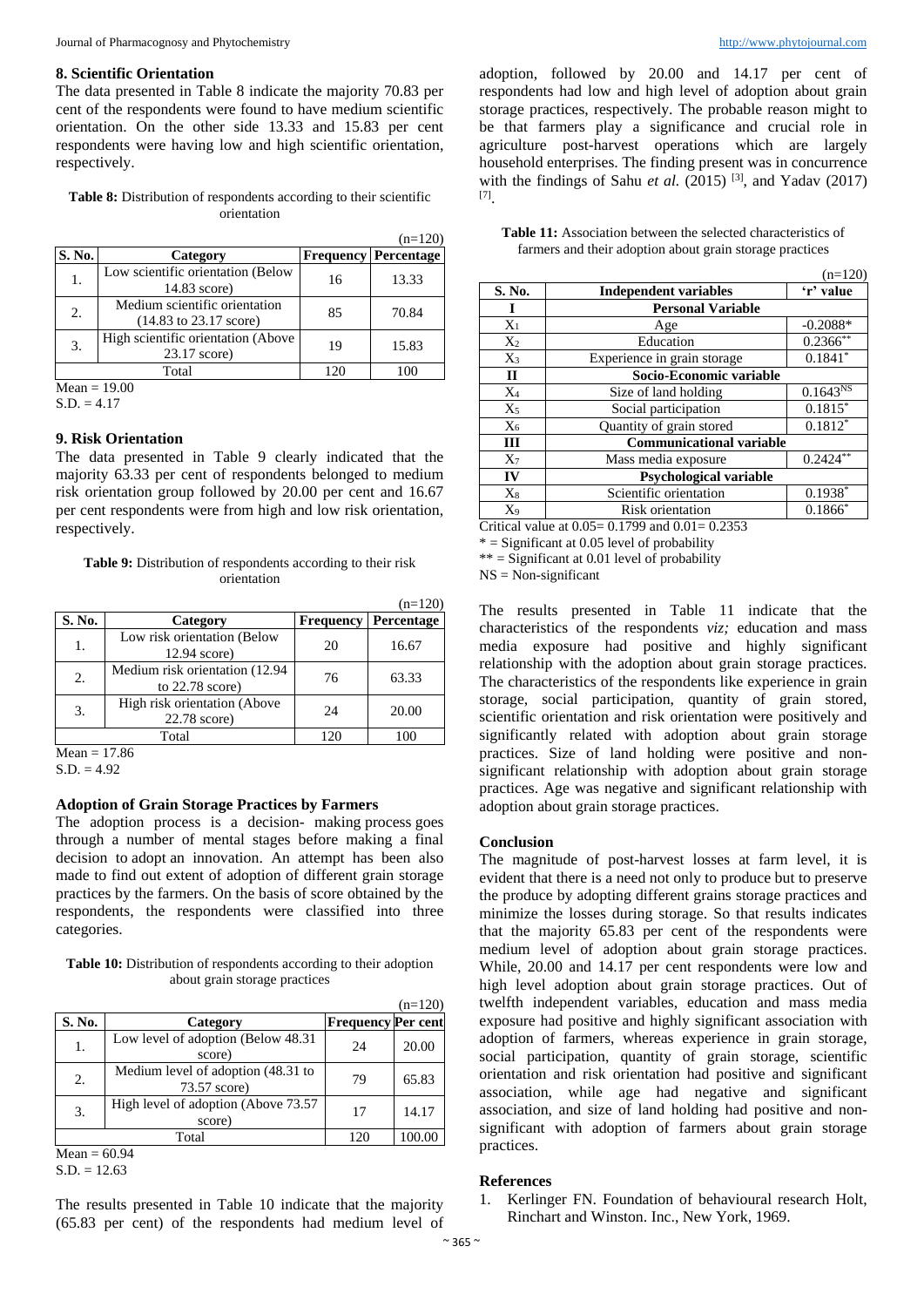## 8. Scientific Orientation

The data presented in Table 8 indicate the majority 70.83 per cent of the respondents were found to have medium scientific orientation. On the other side 13.33 and 15.83 per cent respondents were having low and high scientific orientation, respectively.

**Table 8:** Distribution of respondents according to their scientific orientation

(n=120)

| S. No. | Category | Frequency | Percentage |
|---|---|---|---|
| 1. | Low scientific orientation (Below 14.83 score) | 16 | 13.33 |
| 2. | Medium scientific orientation (14.83 to 23.17 score) | 85 | 70.84 |
| 3. | High scientific orientation (Above 23.17 score) | 19 | 15.83 |
| | Total | 120 | 100 |

Mean = 19.00
S.D. = 4.17

## 9. Risk Orientation

The data presented in Table 9 clearly indicated that the majority 63.33 per cent of respondents belonged to medium risk orientation group followed by 20.00 per cent and 16.67 per cent respondents were from high and low risk orientation, respectively.

**Table 9:** Distribution of respondents according to their risk orientation

(n=120)

| S. No. | Category | Frequency | Percentage |
|---|---|---|---|
| 1. | Low risk orientation (Below 12.94 score) | 20 | 16.67 |
| 2. | Medium risk orientation (12.94 to 22.78 score) | 76 | 63.33 |
| 3. | High risk orientation (Above 22.78 score) | 24 | 20.00 |
| | Total | 120 | 100 |

Mean = 17.86
S.D. = 4.92

## Adoption of Grain Storage Practices by Farmers

The adoption process is a decision- making process goes through a number of mental stages before making a final decision to adopt an innovation. An attempt has been also made to find out extent of adoption of different grain storage practices by the farmers. On the basis of score obtained by the respondents, the respondents were classified into three categories.

**Table 10:** Distribution of respondents according to their adoption about grain storage practices

(n=120)

| S. No. | Category | Frequency | Per cent |
|---|---|---|---|
| 1. | Low level of adoption (Below 48.31 score) | 24 | 20.00 |
| 2. | Medium level of adoption (48.31 to 73.57 score) | 79 | 65.83 |
| 3. | High level of adoption (Above 73.57 score) | 17 | 14.17 |
| | Total | 120 | 100.00 |

Mean = 60.94
S.D. = 12.63

The results presented in Table 10 indicate that the majority (65.83 per cent) of the respondents had medium level of adoption, followed by 20.00 and 14.17 per cent of respondents had low and high level of adoption about grain storage practices, respectively. The probable reason might to be that farmers play a significance and crucial role in agriculture post-harvest operations which are largely household enterprises. The finding present was in concurrence with the findings of Sahu *et al.* (2015) [3], and Yadav (2017) [7].

**Table 11:** Association between the selected characteristics of farmers and their adoption about grain storage practices

(n=120)

| S. No. | Independent variables | 'r' value |
|---|---|---|
| **I** | **Personal Variable** | |
| $X_1$ | Age | -0.2088* |
| $X_2$ | Education | 0.2366** |
| $X_3$ | Experience in grain storage | 0.1841* |
| **II** | **Socio-Economic variable** | |
| $X_4$ | Size of land holding | $0.1643^{NS}$ |
| $X_5$ | Social participation | 0.1815* |
| $X_6$ | Quantity of grain stored | 0.1812* |
| **III** | **Communicational variable** | |
| $X_7$ | Mass media exposure | 0.2424** |
| **IV** | **Psychological variable** | |
| $X_8$ | Scientific orientation | 0.1938* |
| $X_9$ | Risk orientation | 0.1866* |

Critical value at 0.05= 0.1799 and 0.01= 0.2353
* = Significant at 0.05 level of probability
** = Significant at 0.01 level of probability
NS = Non-significant

The results presented in Table 11 indicate that the characteristics of the respondents *viz;* education and mass media exposure had positive and highly significant relationship with the adoption about grain storage practices. The characteristics of the respondents like experience in grain storage, social participation, quantity of grain stored, scientific orientation and risk orientation were positively and significantly related with adoption about grain storage practices. Size of land holding were positive and non-significant relationship with adoption about grain storage practices. Age was negative and significant relationship with adoption about grain storage practices.

## Conclusion

The magnitude of post-harvest losses at farm level, it is evident that there is a need not only to produce but to preserve the produce by adopting different grains storage practices and minimize the losses during storage. So that results indicates that the majority 65.83 per cent of the respondents were medium level of adoption about grain storage practices. While, 20.00 and 14.17 per cent respondents were low and high level adoption about grain storage practices. Out of twelfth independent variables, education and mass media exposure had positive and highly significant association with adoption of farmers, whereas experience in grain storage, social participation, quantity of grain storage, scientific orientation and risk orientation had positive and significant association, while age had negative and significant association, and size of land holding had positive and non-significant with adoption of farmers about grain storage practices.

## References

1. Kerlinger FN. Foundation of behavioural research Holt, Rinchart and Winston. Inc., New York, 1969.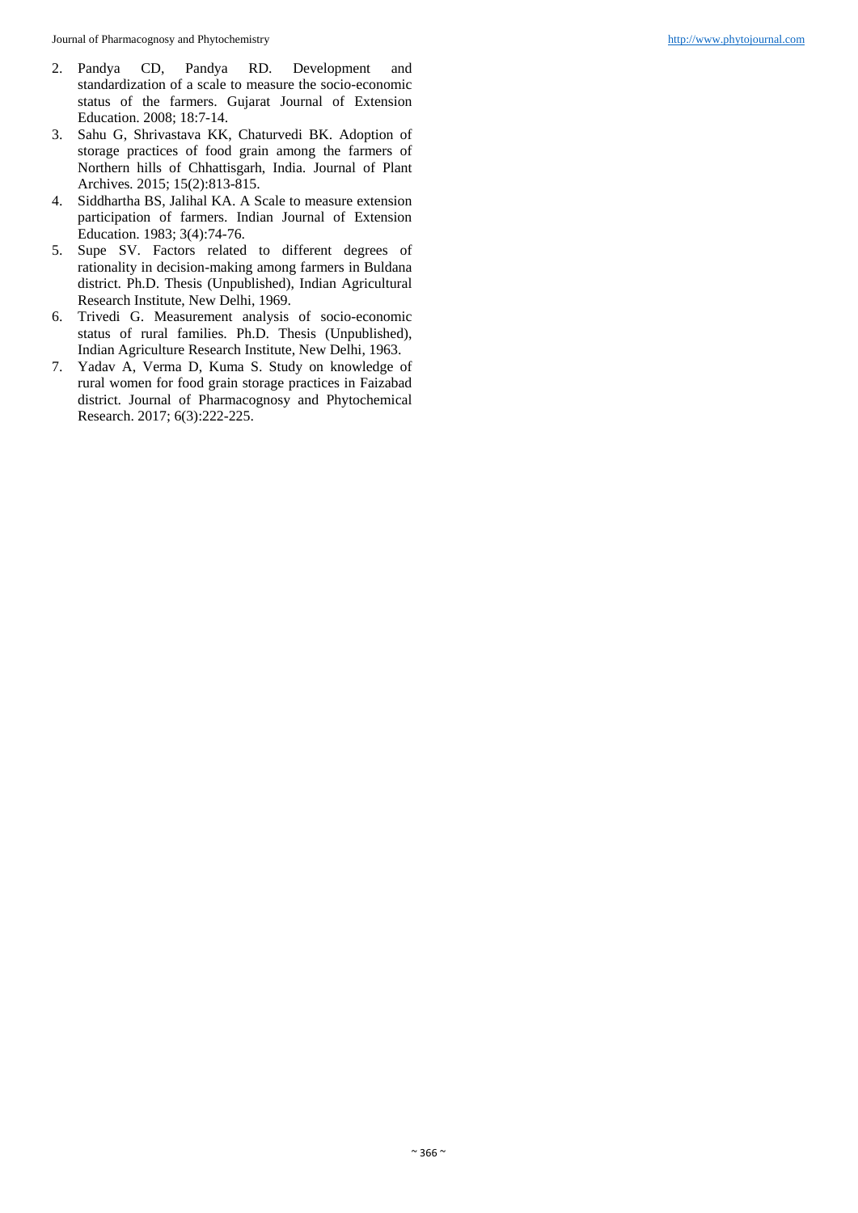2. Pandya CD, Pandya RD. Development and standardization of a scale to measure the socio-economic status of the farmers. Gujarat Journal of Extension Education. 2008; 18:7-14.
3. Sahu G, Shrivastava KK, Chaturvedi BK. Adoption of storage practices of food grain among the farmers of Northern hills of Chhattisgarh, India. Journal of Plant Archives. 2015; 15(2):813-815.
4. Siddhartha BS, Jalihal KA. A Scale to measure extension participation of farmers. Indian Journal of Extension Education. 1983; 3(4):74-76.
5. Supe SV. Factors related to different degrees of rationality in decision-making among farmers in Buldana district. Ph.D. Thesis (Unpublished), Indian Agricultural Research Institute, New Delhi, 1969.
6. Trivedi G. Measurement analysis of socio-economic status of rural families. Ph.D. Thesis (Unpublished), Indian Agriculture Research Institute, New Delhi, 1963.
7. Yadav A, Verma D, Kuma S. Study on knowledge of rural women for food grain storage practices in Faizabad district. Journal of Pharmacognosy and Phytochemical Research. 2017; 6(3):222-225.